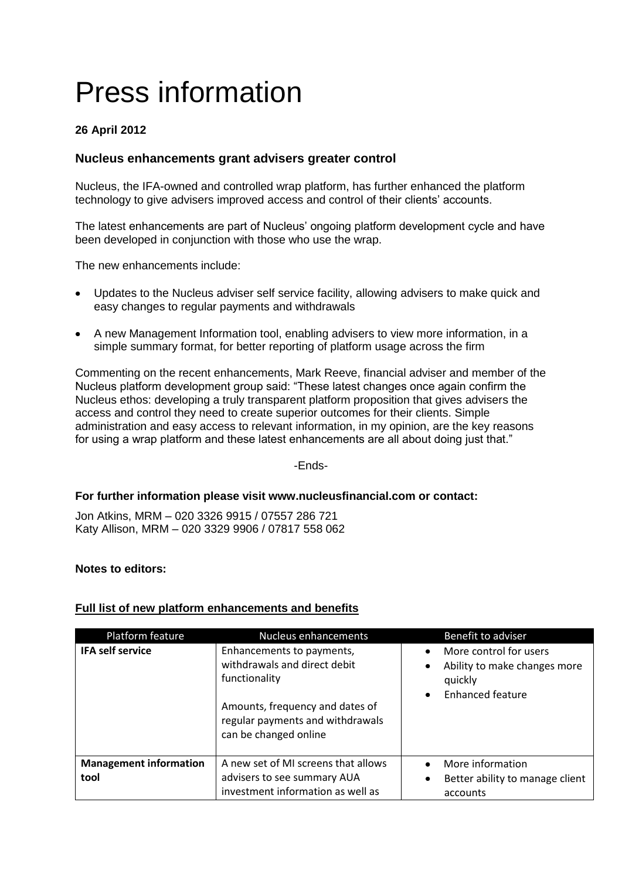# Press information

**26 April 2012**

### Nucleus enhancements grant advisers greater control

Nucleus, the IFA-owned and controlled wrap platform, has further enhanced the platform technology to give advisers improved access and control of their clients' accounts.

The latest enhancements are part of Nucleus' ongoing platform development cycle and have been developed in conjunction with those who use the wrap.

The new enhancements include:

- Updates to the Nucleus adviser self service facility, allowing advisers to make quick and easy changes to regular payments and withdrawals
- A new Management Information tool, enabling advisers to view more information, in a simple summary format, for better reporting of platform usage across the firm

Commenting on the recent enhancements, Mark Reeve, financial adviser and member of the Nucleus platform development group said: "These latest changes once again confirm the Nucleus ethos: developing a truly transparent platform proposition that gives advisers the access and control they need to create superior outcomes for their clients. Simple administration and easy access to relevant information, in my opinion, are the key reasons for using a wrap platform and these latest enhancements are all about doing just that."

-Ends-

**For further information please visit www.nucleusfinancial.com or contact:**

Jon Atkins, MRM – 020 3326 9915 / 07557 286 721
Katy Allison, MRM – 020 3329 9906 / 07817 558 062

**Notes to editors:**

**Full list of new platform enhancements and benefits**

| Platform feature | Nucleus enhancements | Benefit to adviser |
|---|---|---|
| **IFA self service** | Enhancements to payments, withdrawals and direct debit functionality<br><br>Amounts, frequency and dates of regular payments and withdrawals can be changed online | • More control for users<br>• Ability to make changes more quickly<br>• Enhanced feature |
| **Management information tool** | A new set of MI screens that allows advisers to see summary AUA investment information as well as | • More information<br>• Better ability to manage client accounts |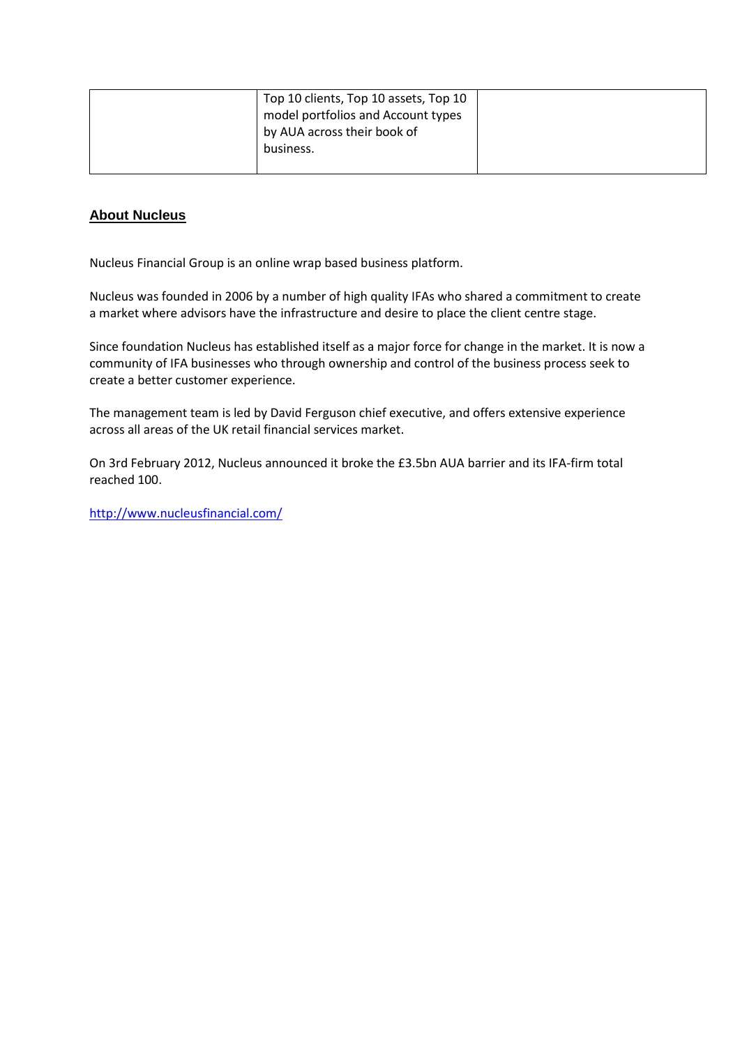| | | |
|---|---|---|
| | Top 10 clients, Top 10 assets, Top 10 model portfolios and Account types by AUA across their book of business. | |

## About Nucleus

Nucleus Financial Group is an online wrap based business platform.

Nucleus was founded in 2006 by a number of high quality IFAs who shared a commitment to create a market where advisors have the infrastructure and desire to place the client centre stage.

Since foundation Nucleus has established itself as a major force for change in the market. It is now a community of IFA businesses who through ownership and control of the business process seek to create a better customer experience.

The management team is led by David Ferguson chief executive, and offers extensive experience across all areas of the UK retail financial services market.

On 3rd February 2012, Nucleus announced it broke the £3.5bn AUA barrier and its IFA-firm total reached 100.

[http://www.nucleusfinancial.com/](http://www.nucleusfinancial.com/)